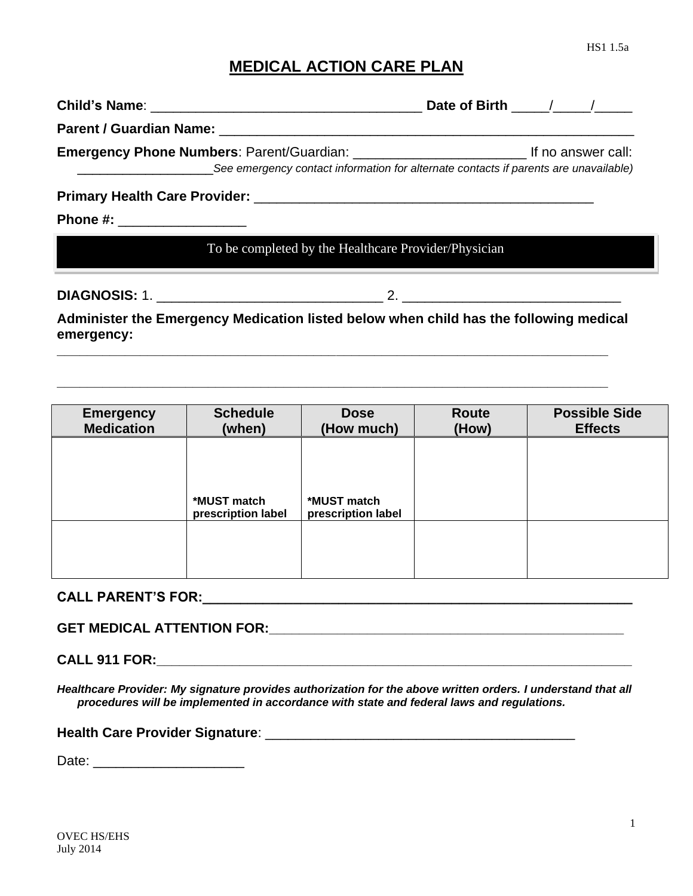# MEDICAL ACTION CARE PLAN

**Child's Name**: ___________________________________ **Date of Birth** _____/_____/_____

**Parent / Guardian Name:** _______________________________________________________

**Emergency Phone Numbers**: Parent/Guardian: _______________________ If no answer call: ___________________*See emergency contact information for alternate contacts if parents are unavailable)*

**Primary Health Care Provider:** ______________________________________________

**Phone #:** _________________

To be completed by the Healthcare Provider/Physician

**DIAGNOSIS:** 1. ______________________________ 2. ____________________________

**Administer the Emergency Medication listed below when child has the following medical emergency:**

___________________________________________________________________________

___________________________________________________________________________

| Emergency Medication | Schedule (when) | Dose (How much) | Route (How) | Possible Side Effects |
|---|---|---|---|---|
| | *MUST match prescription label | *MUST match prescription label | | |
| | | | | |

**CALL PARENT'S FOR:**___________________________________________________________

**GET MEDICAL ATTENTION FOR:**_________________________________________________

**CALL 911 FOR:**________________________________________________________________

***Healthcare Provider: My signature provides authorization for the above written orders. I understand that all procedures will be implemented in accordance with state and federal laws and regulations.***

**Health Care Provider Signature**: __________________________________________

Date: ____________________

OVEC HS/EHS
July 2014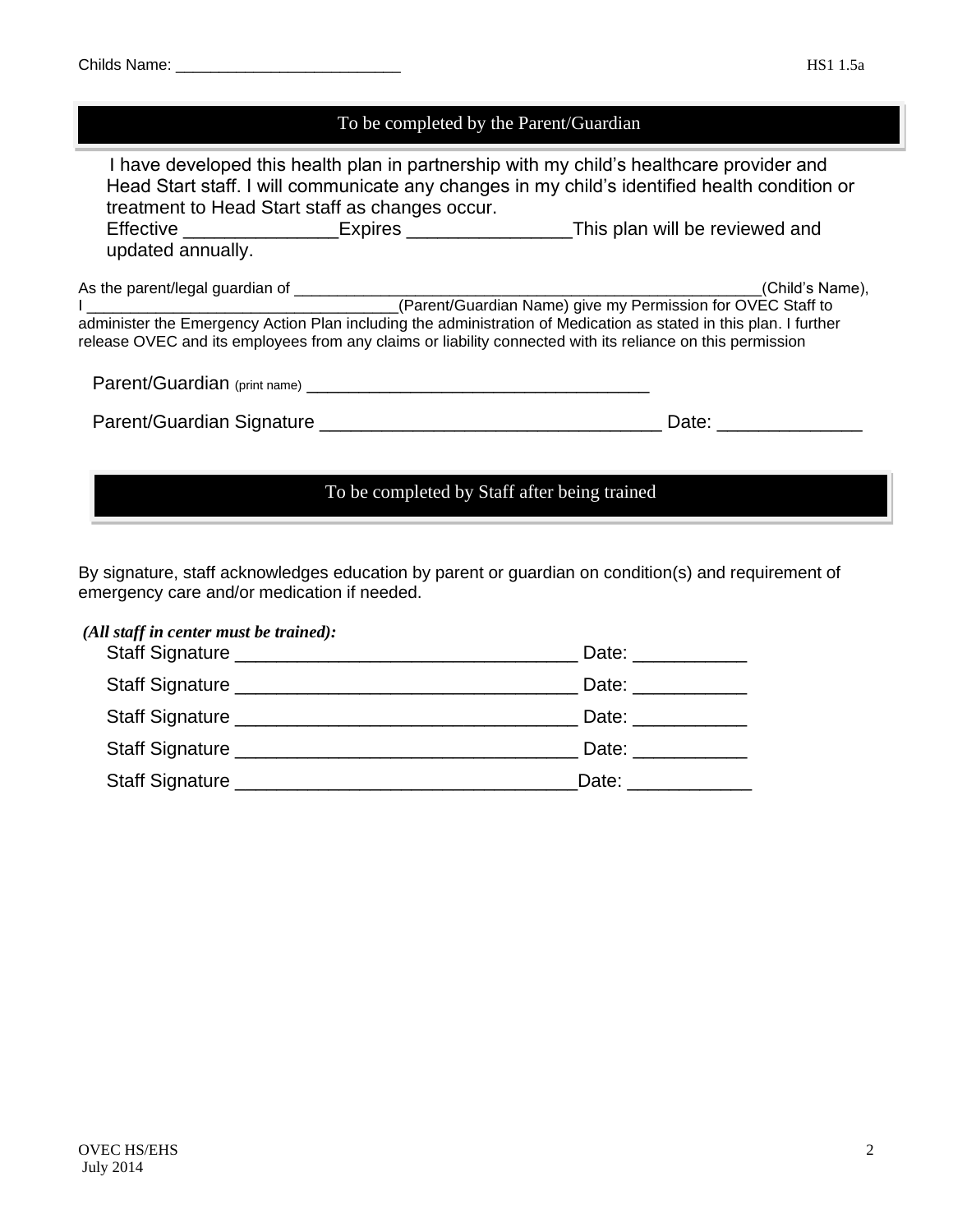Childs Name: _________________________ HS1 1.5a

## To be completed by the Parent/Guardian

I have developed this health plan in partnership with my child's healthcare provider and Head Start staff. I will communicate any changes in my child's identified health condition or treatment to Head Start staff as changes occur.

Effective ______________Expires _______________This plan will be reviewed and updated annually.

As the parent/legal guardian of ____________________________________________________(Child's Name), I _________________________________(Parent/Guardian Name) give my Permission for OVEC Staff to administer the Emergency Action Plan including the administration of Medication as stated in this plan. I further release OVEC and its employees from any claims or liability connected with its reliance on this permission

Parent/Guardian (print name) _________________________________

Parent/Guardian Signature ________________________________ Date: _____________

## To be completed by Staff after being trained

By signature, staff acknowledges education by parent or guardian on condition(s) and requirement of emergency care and/or medication if needed.

***(All staff in center must be trained):***

Staff Signature ________________________________ Date: __________

Staff Signature ________________________________ Date: __________

Staff Signature ________________________________ Date: __________

Staff Signature ________________________________ Date: __________

Staff Signature ________________________________Date: ___________

OVEC HS/EHS
July 2014